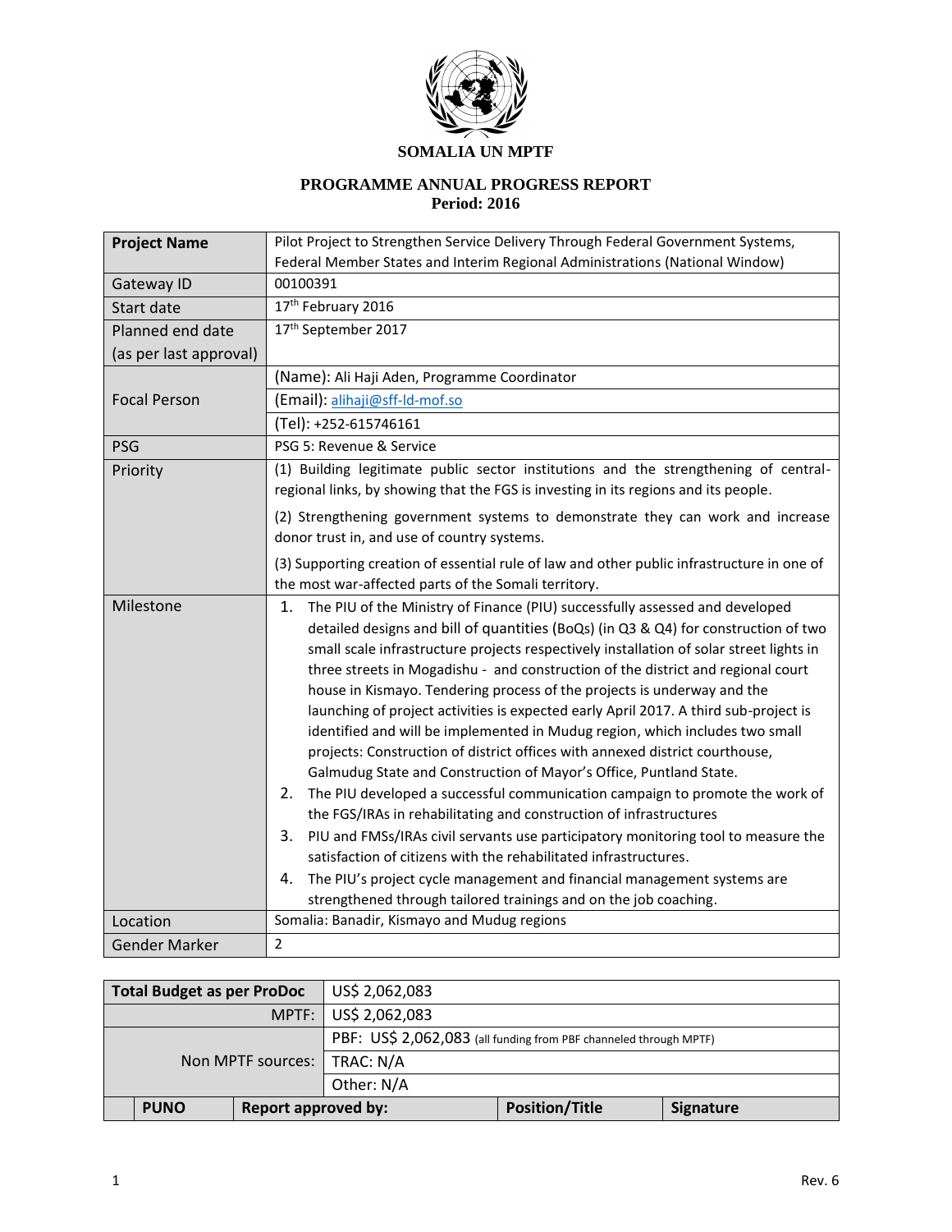**SOMALIA UN MPTF**

**PROGRAMME ANNUAL PROGRESS REPORT**
**Period: 2016**

| **Project Name** | Pilot Project to Strengthen Service Delivery Through Federal Government Systems, Federal Member States and Interim Regional Administrations (National Window) |
|---|---|
| Gateway ID | 00100391 |
| Start date | 17th February 2016 |
| Planned end date (as per last approval) | 17th September 2017 |
| Focal Person | (Name): Ali Haji Aden, Programme Coordinator |
| | (Email): alihaji@sff-ld-mof.so |
| | (Tel): +252-615746161 |
| PSG | PSG 5: Revenue & Service |
| Priority | (1) Building legitimate public sector institutions and the strengthening of central-regional links, by showing that the FGS is investing in its regions and its people.<br><br>(2) Strengthening government systems to demonstrate they can work and increase donor trust in, and use of country systems.<br><br>(3) Supporting creation of essential rule of law and other public infrastructure in one of the most war-affected parts of the Somali territory. |
| Milestone | 1. The PIU of the Ministry of Finance (PIU) successfully assessed and developed detailed designs and bill of quantities (BoQs) (in Q3 & Q4) for construction of two small scale infrastructure projects respectively installation of solar street lights in three streets in Mogadishu - and construction of the district and regional court house in Kismayo. Tendering process of the projects is underway and the launching of project activities is expected early April 2017. A third sub-project is identified and will be implemented in Mudug region, which includes two small projects: Construction of district offices with annexed district courthouse, Galmudug State and Construction of Mayor's Office, Puntland State.<br>2. The PIU developed a successful communication campaign to promote the work of the FGS/IRAs in rehabilitating and construction of infrastructures<br>3. PIU and FMSs/IRAs civil servants use participatory monitoring tool to measure the satisfaction of citizens with the rehabilitated infrastructures.<br>4. The PIU's project cycle management and financial management systems are strengthened through tailored trainings and on the job coaching. |
| Location | Somalia: Banadir, Kismayo and Mudug regions |
| Gender Marker | 2 |

| **Total Budget as per ProDoc** | | US$ 2,062,083 | |
|---|---|---|---|
| MPTF: | | US$ 2,062,083 | |
| Non MPTF sources: | | PBF: US$ 2,062,083 (all funding from PBF channeled through MPTF) | |
| | | TRAC: N/A | |
| | | Other: N/A | |
| **PUNO** | **Report approved by:** | **Position/Title** | **Signature** |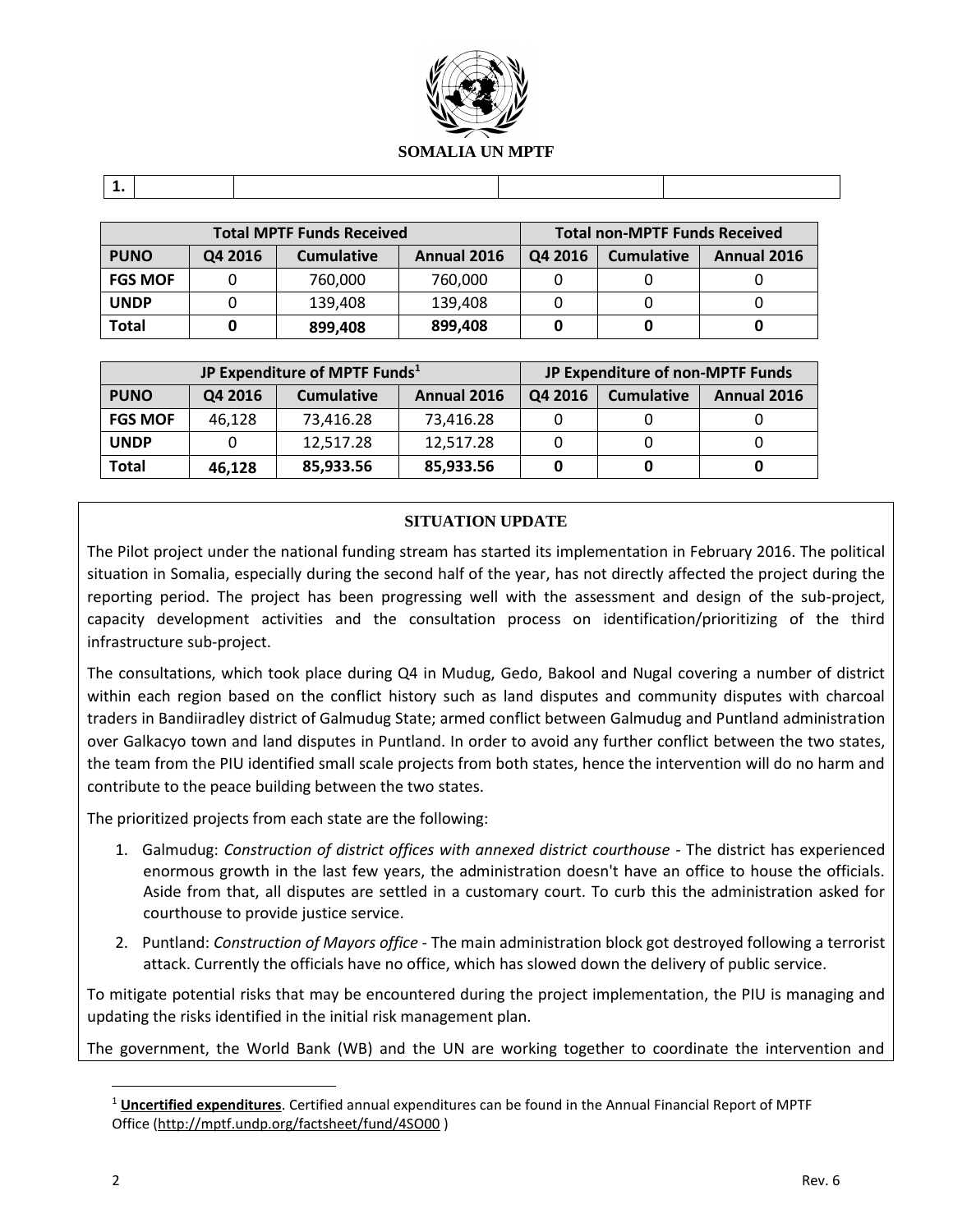**SOMALIA UN MPTF**

| 1. | | | | |
|---|---|---|---|---|

| Total MPTF Funds Received | | | | Total non-MPTF Funds Received | | |
|---|---|---|---|---|---|---|
| **PUNO** | **Q4 2016** | **Cumulative** | **Annual 2016** | **Q4 2016** | **Cumulative** | **Annual 2016** |
| **FGS MOF** | 0 | 760,000 | 760,000 | 0 | 0 | 0 |
| **UNDP** | 0 | 139,408 | 139,408 | 0 | 0 | 0 |
| **Total** | **0** | **899,408** | **899,408** | **0** | **0** | **0** |

| JP Expenditure of MPTF Funds[1] | | | | JP Expenditure of non-MPTF Funds | | |
|---|---|---|---|---|---|---|
| **PUNO** | **Q4 2016** | **Cumulative** | **Annual 2016** | **Q4 2016** | **Cumulative** | **Annual 2016** |
| **FGS MOF** | 46,128 | 73,416.28 | 73,416.28 | 0 | 0 | 0 |
| **UNDP** | 0 | 12,517.28 | 12,517.28 | 0 | 0 | 0 |
| **Total** | **46,128** | **85,933.56** | **85,933.56** | **0** | **0** | **0** |

## SITUATION UPDATE

The Pilot project under the national funding stream has started its implementation in February 2016. The political situation in Somalia, especially during the second half of the year, has not directly affected the project during the reporting period. The project has been progressing well with the assessment and design of the sub-project, capacity development activities and the consultation process on identification/prioritizing of the third infrastructure sub-project.

The consultations, which took place during Q4 in Mudug, Gedo, Bakool and Nugal covering a number of district within each region based on the conflict history such as land disputes and community disputes with charcoal traders in Bandiiradley district of Galmudug State; armed conflict between Galmudug and Puntland administration over Galkacyo town and land disputes in Puntland. In order to avoid any further conflict between the two states, the team from the PIU identified small scale projects from both states, hence the intervention will do no harm and contribute to the peace building between the two states.

The prioritized projects from each state are the following:

1. Galmudug: *Construction of district offices with annexed district courthouse* - The district has experienced enormous growth in the last few years, the administration doesn't have an office to house the officials. Aside from that, all disputes are settled in a customary court. To curb this the administration asked for courthouse to provide justice service.
2. Puntland: *Construction of Mayors office* - The main administration block got destroyed following a terrorist attack. Currently the officials have no office, which has slowed down the delivery of public service.

To mitigate potential risks that may be encountered during the project implementation, the PIU is managing and updating the risks identified in the initial risk management plan.

The government, the World Bank (WB) and the UN are working together to coordinate the intervention and

[1] **Uncertified expenditures**. Certified annual expenditures can be found in the Annual Financial Report of MPTF Office (http://mptf.undp.org/factsheet/fund/4SO00 )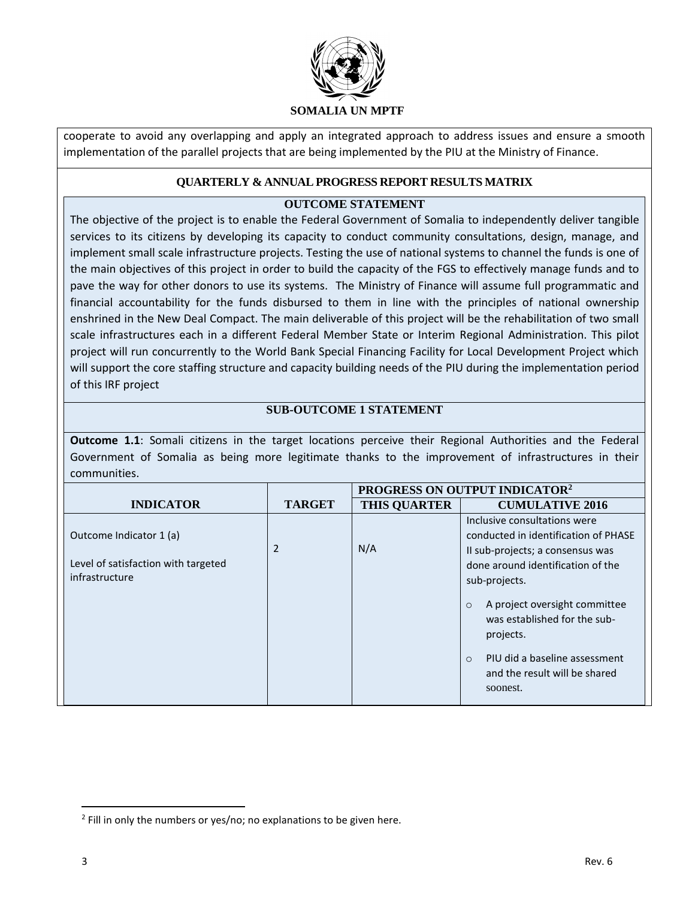cooperate to avoid any overlapping and apply an integrated approach to address issues and ensure a smooth implementation of the parallel projects that are being implemented by the PIU at the Ministry of Finance.

## QUARTERLY & ANNUAL PROGRESS REPORT RESULTS MATRIX

### OUTCOME STATEMENT

The objective of the project is to enable the Federal Government of Somalia to independently deliver tangible services to its citizens by developing its capacity to conduct community consultations, design, manage, and implement small scale infrastructure projects. Testing the use of national systems to channel the funds is one of the main objectives of this project in order to build the capacity of the FGS to effectively manage funds and to pave the way for other donors to use its systems. The Ministry of Finance will assume full programmatic and financial accountability for the funds disbursed to them in line with the principles of national ownership enshrined in the New Deal Compact. The main deliverable of this project will be the rehabilitation of two small scale infrastructures each in a different Federal Member State or Interim Regional Administration. This pilot project will run concurrently to the World Bank Special Financing Facility for Local Development Project which will support the core staffing structure and capacity building needs of the PIU during the implementation period of this IRF project

### SUB-OUTCOME 1 STATEMENT

**Outcome 1.1**: Somali citizens in the target locations perceive their Regional Authorities and the Federal Government of Somalia as being more legitimate thanks to the improvement of infrastructures in their communities.

| INDICATOR | TARGET | PROGRESS ON OUTPUT INDICATOR[2] | |
|---|---|---|---|
| | | THIS QUARTER | CUMULATIVE 2016 |
| Outcome Indicator 1 (a)<br><br>Level of satisfaction with targeted infrastructure | 2 | N/A | Inclusive consultations were conducted in identification of PHASE II sub-projects; a consensus was done around identification of the sub-projects.<br>o A project oversight committee was established for the sub-projects.<br>o PIU did a baseline assessment and the result will be shared soonest. |

[2] Fill in only the numbers or yes/no; no explanations to be given here.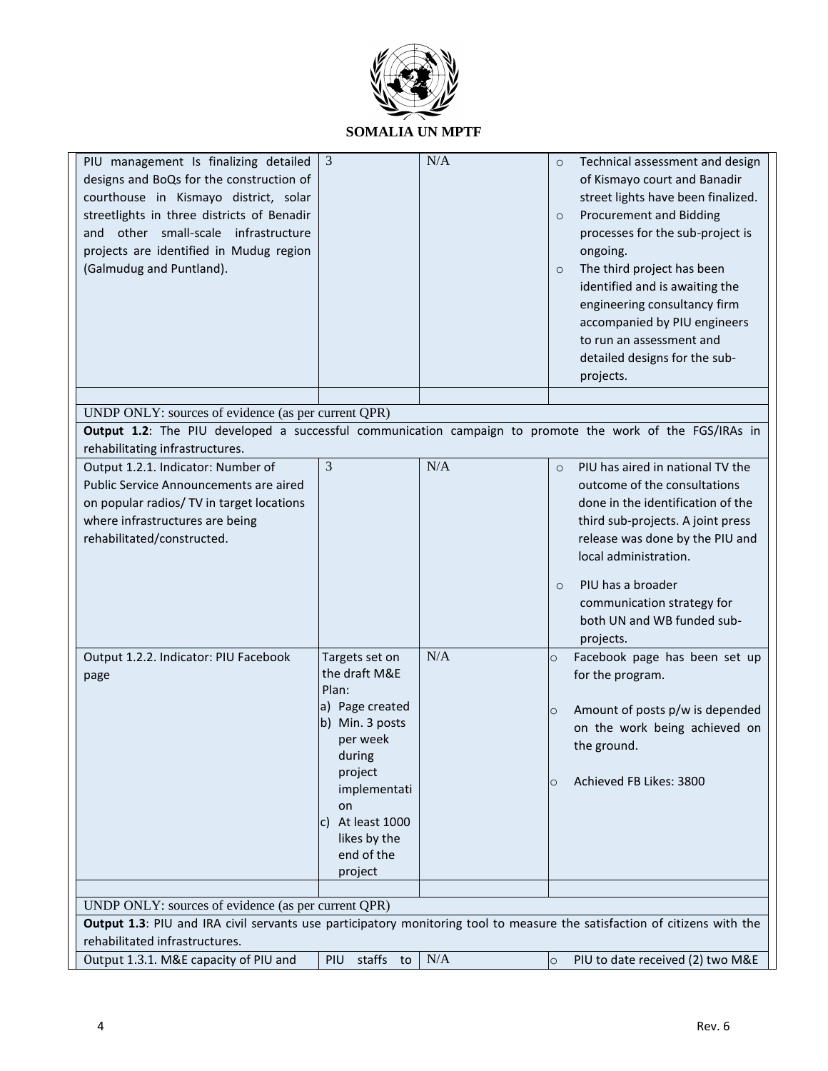**SOMALIA UN MPTF**

| | | | |
|---|---|---|---|
| PIU management Is finalizing detailed designs and BoQs for the construction of courthouse in Kismayo district, solar streetlights in three districts of Benadir and other small-scale infrastructure projects are identified in Mudug region (Galmudug and Puntland). | 3 | N/A | ○ Technical assessment and design of Kismayo court and Banadir street lights have been finalized.<br>○ Procurement and Bidding processes for the sub-project is ongoing.<br>○ The third project has been identified and is awaiting the engineering consultancy firm accompanied by PIU engineers to run an assessment and detailed designs for the sub-projects. |
| | | | |
| UNDP ONLY: sources of evidence (as per current QPR) | | | |
| **Output 1.2**: The PIU developed a successful communication campaign to promote the work of the FGS/IRAs in rehabilitating infrastructures. | | | |
| Output 1.2.1. Indicator: Number of Public Service Announcements are aired on popular radios/ TV in target locations where infrastructures are being rehabilitated/constructed. | 3 | N/A | ○ PIU has aired in national TV the outcome of the consultations done in the identification of the third sub-projects. A joint press release was done by the PIU and local administration.<br>○ PIU has a broader communication strategy for both UN and WB funded sub-projects. |
| Output 1.2.2. Indicator: PIU Facebook page | Targets set on the draft M&E Plan:<br>a) Page created<br>b) Min. 3 posts per week during project implementation<br>c) At least 1000 likes by the end of the project | N/A | ○ Facebook page has been set up for the program.<br>○ Amount of posts p/w is depended on the work being achieved on the ground.<br>○ Achieved FB Likes: 3800 |
| | | | |
| UNDP ONLY: sources of evidence (as per current QPR) | | | |
| **Output 1.3**: PIU and IRA civil servants use participatory monitoring tool to measure the satisfaction of citizens with the rehabilitated infrastructures. | | | |
| Output 1.3.1. M&E capacity of PIU and | PIU staffs to | N/A | ○ PIU to date received (2) two M&E |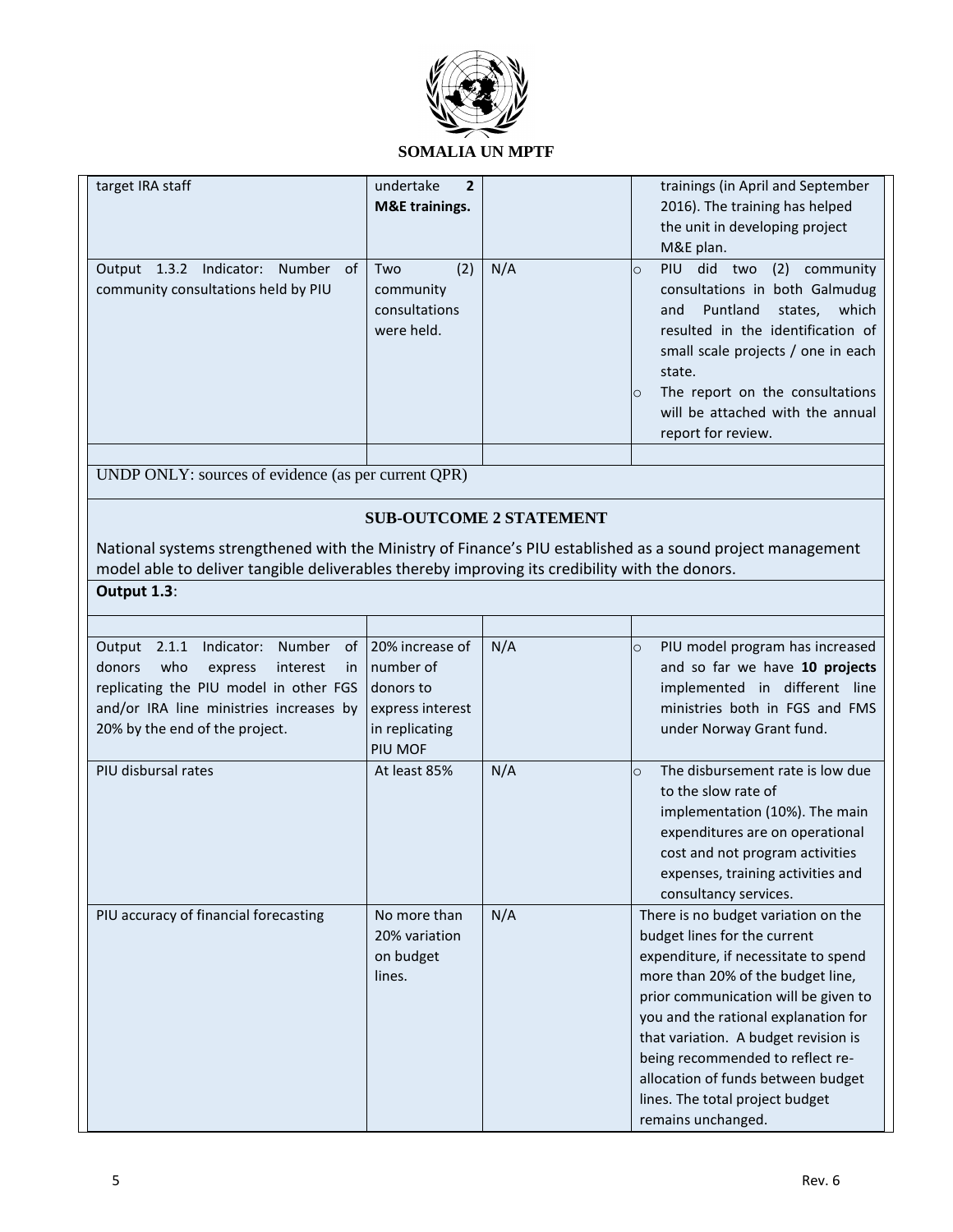| target IRA staff | undertake **2 M&E trainings.** | | trainings (in April and September 2016). The training has helped the unit in developing project M&E plan. |
|---|---|---|---|
| Output 1.3.2 Indicator: Number of community consultations held by PIU | Two (2) community consultations were held. | N/A | ○ PIU did two (2) community consultations in both Galmudug and Puntland states, which resulted in the identification of small scale projects / one in each state.<br>○ The report on the consultations will be attached with the annual report for review. |
| | | | |

UNDP ONLY: sources of evidence (as per current QPR)

**SUB-OUTCOME 2 STATEMENT**

National systems strengthened with the Ministry of Finance's PIU established as a sound project management model able to deliver tangible deliverables thereby improving its credibility with the donors.

**Output 1.3**:

| | | | |
|---|---|---|---|
| Output 2.1.1 Indicator: Number of donors who express interest in replicating the PIU model in other FGS and/or IRA line ministries increases by 20% by the end of the project. | 20% increase of number of donors to express interest in replicating PIU MOF | N/A | ○ PIU model program has increased and so far we have **10 projects** implemented in different line ministries both in FGS and FMS under Norway Grant fund. |
| PIU disbursal rates | At least 85% | N/A | ○ The disbursement rate is low due to the slow rate of implementation (10%). The main expenditures are on operational cost and not program activities expenses, training activities and consultancy services. |
| PIU accuracy of financial forecasting | No more than 20% variation on budget lines. | N/A | There is no budget variation on the budget lines for the current expenditure, if necessitate to spend more than 20% of the budget line, prior communication will be given to you and the rational explanation for that variation. A budget revision is being recommended to reflect re-allocation of funds between budget lines. The total project budget remains unchanged. |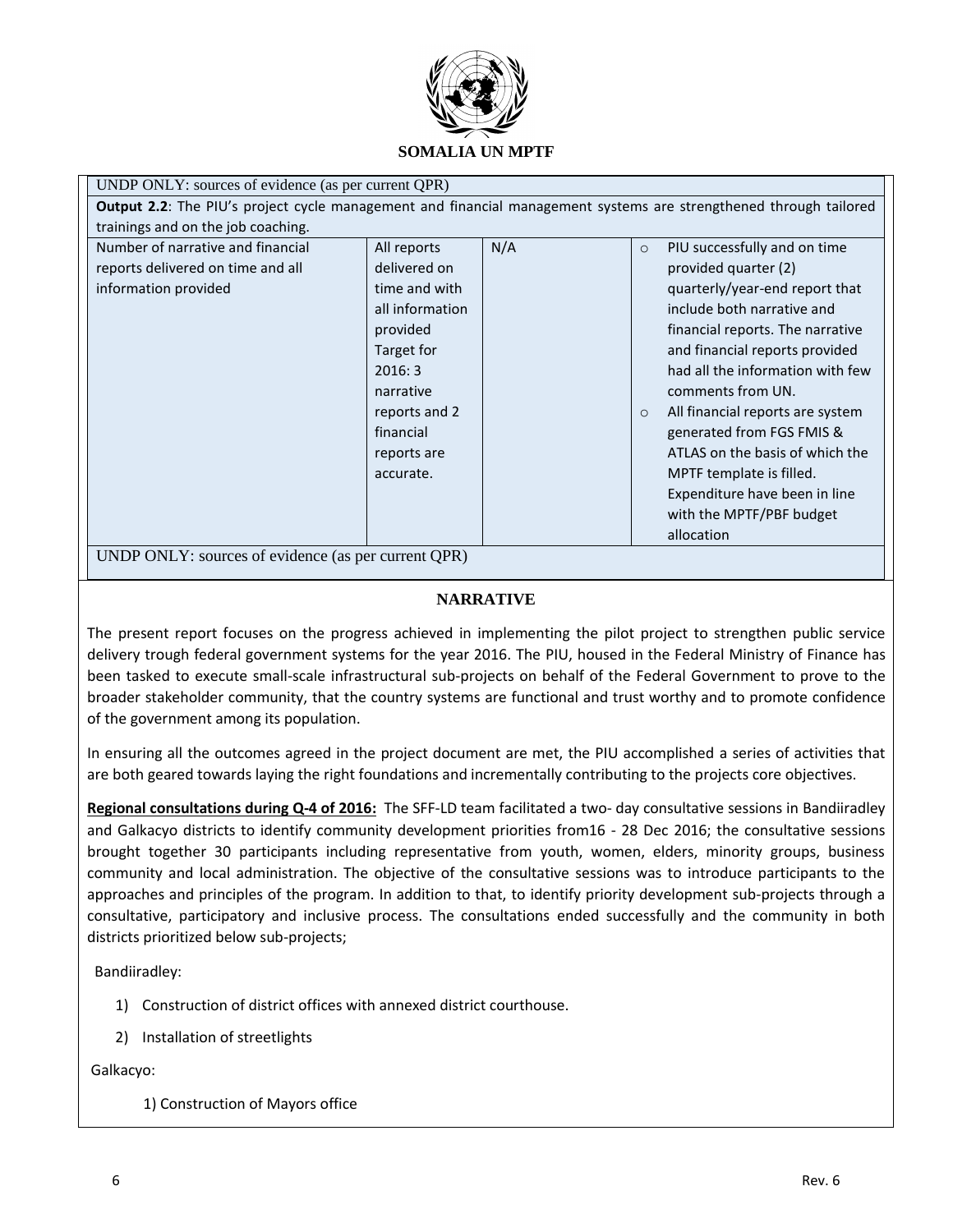**SOMALIA UN MPTF**

| UNDP ONLY: sources of evidence (as per current QPR) | | | |
|---|---|---|---|
| **Output 2.2**: The PIU's project cycle management and financial management systems are strengthened through tailored trainings and on the job coaching. | | | |
| Number of narrative and financial reports delivered on time and all information provided | All reports delivered on time and with all information provided Target for 2016: 3 narrative reports and 2 financial reports are accurate. | N/A | ○ PIU successfully and on time provided quarter (2) quarterly/year-end report that include both narrative and financial reports. The narrative and financial reports provided had all the information with few comments from UN.<br>○ All financial reports are system generated from FGS FMIS & ATLAS on the basis of which the MPTF template is filled. Expenditure have been in line with the MPTF/PBF budget allocation |
| UNDP ONLY: sources of evidence (as per current QPR) | | | |

## NARRATIVE

The present report focuses on the progress achieved in implementing the pilot project to strengthen public service delivery trough federal government systems for the year 2016. The PIU, housed in the Federal Ministry of Finance has been tasked to execute small-scale infrastructural sub-projects on behalf of the Federal Government to prove to the broader stakeholder community, that the country systems are functional and trust worthy and to promote confidence of the government among its population.

In ensuring all the outcomes agreed in the project document are met, the PIU accomplished a series of activities that are both geared towards laying the right foundations and incrementally contributing to the projects core objectives.

**Regional consultations during Q-4 of 2016:** The SFF-LD team facilitated a two- day consultative sessions in Bandiiradley and Galkacyo districts to identify community development priorities from16 - 28 Dec 2016; the consultative sessions brought together 30 participants including representative from youth, women, elders, minority groups, business community and local administration. The objective of the consultative sessions was to introduce participants to the approaches and principles of the program. In addition to that, to identify priority development sub-projects through a consultative, participatory and inclusive process. The consultations ended successfully and the community in both districts prioritized below sub-projects;

Bandiiradley:

1) Construction of district offices with annexed district courthouse.
2) Installation of streetlights

Galkacyo:

1) Construction of Mayors office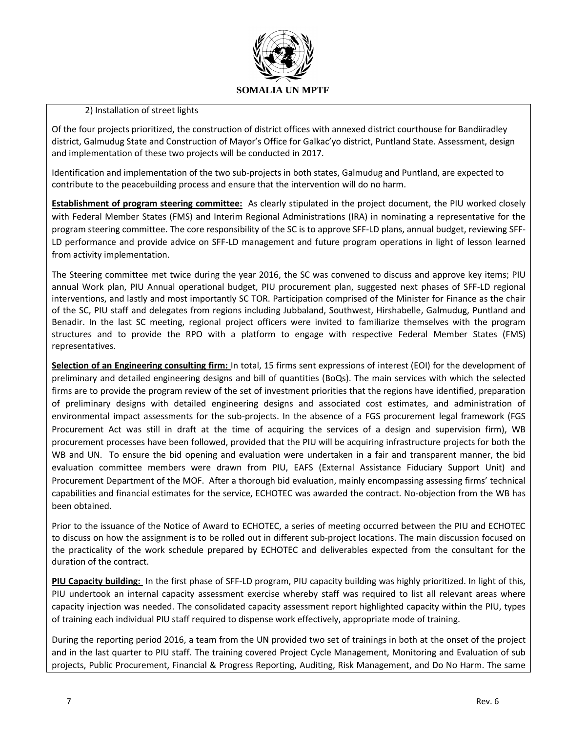2) Installation of street lights

Of the four projects prioritized, the construction of district offices with annexed district courthouse for Bandiiradley district, Galmudug State and Construction of Mayor's Office for Galkac'yo district, Puntland State. Assessment, design and implementation of these two projects will be conducted in 2017.

Identification and implementation of the two sub-projects in both states, Galmudug and Puntland, are expected to contribute to the peacebuilding process and ensure that the intervention will do no harm.

**Establishment of program steering committee:** As clearly stipulated in the project document, the PIU worked closely with Federal Member States (FMS) and Interim Regional Administrations (IRA) in nominating a representative for the program steering committee. The core responsibility of the SC is to approve SFF-LD plans, annual budget, reviewing SFF-LD performance and provide advice on SFF-LD management and future program operations in light of lesson learned from activity implementation.

The Steering committee met twice during the year 2016, the SC was convened to discuss and approve key items; PIU annual Work plan, PIU Annual operational budget, PIU procurement plan, suggested next phases of SFF-LD regional interventions, and lastly and most importantly SC TOR. Participation comprised of the Minister for Finance as the chair of the SC, PIU staff and delegates from regions including Jubbaland, Southwest, Hirshabelle, Galmudug, Puntland and Benadir. In the last SC meeting, regional project officers were invited to familiarize themselves with the program structures and to provide the RPO with a platform to engage with respective Federal Member States (FMS) representatives.

**Selection of an Engineering consulting firm:** In total, 15 firms sent expressions of interest (EOI) for the development of preliminary and detailed engineering designs and bill of quantities (BoQs). The main services with which the selected firms are to provide the program review of the set of investment priorities that the regions have identified, preparation of preliminary designs with detailed engineering designs and associated cost estimates, and administration of environmental impact assessments for the sub-projects. In the absence of a FGS procurement legal framework (FGS Procurement Act was still in draft at the time of acquiring the services of a design and supervision firm), WB procurement processes have been followed, provided that the PIU will be acquiring infrastructure projects for both the WB and UN. To ensure the bid opening and evaluation were undertaken in a fair and transparent manner, the bid evaluation committee members were drawn from PIU, EAFS (External Assistance Fiduciary Support Unit) and Procurement Department of the MOF. After a thorough bid evaluation, mainly encompassing assessing firms' technical capabilities and financial estimates for the service, ECHOTEC was awarded the contract. No-objection from the WB has been obtained.

Prior to the issuance of the Notice of Award to ECHOTEC, a series of meeting occurred between the PIU and ECHOTEC to discuss on how the assignment is to be rolled out in different sub-project locations. The main discussion focused on the practicality of the work schedule prepared by ECHOTEC and deliverables expected from the consultant for the duration of the contract.

**PIU Capacity building:** In the first phase of SFF-LD program, PIU capacity building was highly prioritized. In light of this, PIU undertook an internal capacity assessment exercise whereby staff was required to list all relevant areas where capacity injection was needed. The consolidated capacity assessment report highlighted capacity within the PIU, types of training each individual PIU staff required to dispense work effectively, appropriate mode of training.

During the reporting period 2016, a team from the UN provided two set of trainings in both at the onset of the project and in the last quarter to PIU staff. The training covered Project Cycle Management, Monitoring and Evaluation of sub projects, Public Procurement, Financial & Progress Reporting, Auditing, Risk Management, and Do No Harm. The same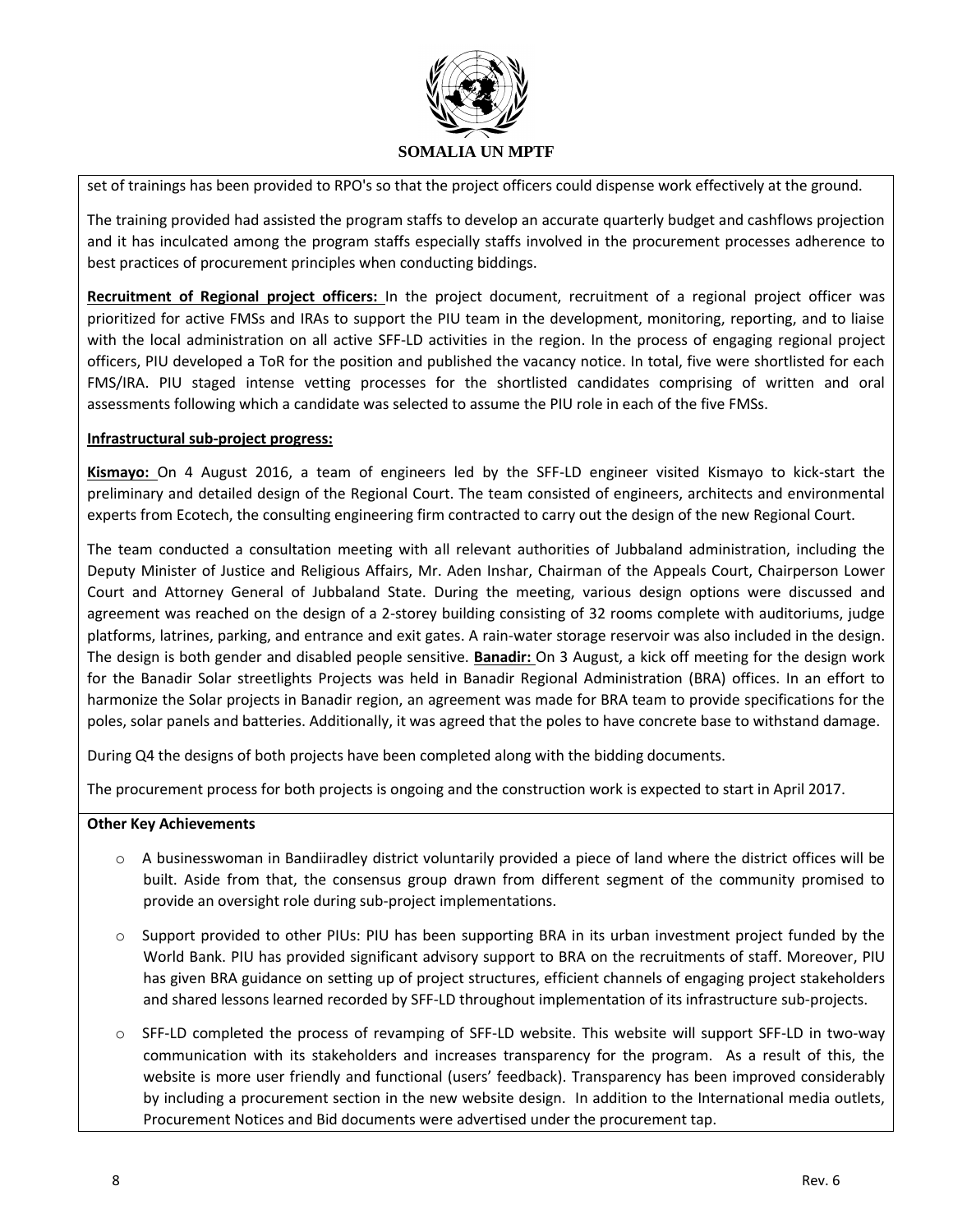set of trainings has been provided to RPO's so that the project officers could dispense work effectively at the ground.

The training provided had assisted the program staffs to develop an accurate quarterly budget and cashflows projection and it has inculcated among the program staffs especially staffs involved in the procurement processes adherence to best practices of procurement principles when conducting biddings.

**Recruitment of Regional project officers:** In the project document, recruitment of a regional project officer was prioritized for active FMSs and IRAs to support the PIU team in the development, monitoring, reporting, and to liaise with the local administration on all active SFF-LD activities in the region. In the process of engaging regional project officers, PIU developed a ToR for the position and published the vacancy notice. In total, five were shortlisted for each FMS/IRA. PIU staged intense vetting processes for the shortlisted candidates comprising of written and oral assessments following which a candidate was selected to assume the PIU role in each of the five FMSs.

**Infrastructural sub-project progress:**

**Kismayo:** On 4 August 2016, a team of engineers led by the SFF-LD engineer visited Kismayo to kick-start the preliminary and detailed design of the Regional Court. The team consisted of engineers, architects and environmental experts from Ecotech, the consulting engineering firm contracted to carry out the design of the new Regional Court.

The team conducted a consultation meeting with all relevant authorities of Jubbaland administration, including the Deputy Minister of Justice and Religious Affairs, Mr. Aden Inshar, Chairman of the Appeals Court, Chairperson Lower Court and Attorney General of Jubbaland State. During the meeting, various design options were discussed and agreement was reached on the design of a 2-storey building consisting of 32 rooms complete with auditoriums, judge platforms, latrines, parking, and entrance and exit gates. A rain-water storage reservoir was also included in the design. The design is both gender and disabled people sensitive. **Banadir:** On 3 August, a kick off meeting for the design work for the Banadir Solar streetlights Projects was held in Banadir Regional Administration (BRA) offices. In an effort to harmonize the Solar projects in Banadir region, an agreement was made for BRA team to provide specifications for the poles, solar panels and batteries. Additionally, it was agreed that the poles to have concrete base to withstand damage.

During Q4 the designs of both projects have been completed along with the bidding documents.

The procurement process for both projects is ongoing and the construction work is expected to start in April 2017.

**Other Key Achievements**

- A businesswoman in Bandiiradley district voluntarily provided a piece of land where the district offices will be built. Aside from that, the consensus group drawn from different segment of the community promised to provide an oversight role during sub-project implementations.
- Support provided to other PIUs: PIU has been supporting BRA in its urban investment project funded by the World Bank. PIU has provided significant advisory support to BRA on the recruitments of staff. Moreover, PIU has given BRA guidance on setting up of project structures, efficient channels of engaging project stakeholders and shared lessons learned recorded by SFF-LD throughout implementation of its infrastructure sub-projects.
- SFF-LD completed the process of revamping of SFF-LD website. This website will support SFF-LD in two-way communication with its stakeholders and increases transparency for the program. As a result of this, the website is more user friendly and functional (users' feedback). Transparency has been improved considerably by including a procurement section in the new website design. In addition to the International media outlets, Procurement Notices and Bid documents were advertised under the procurement tap.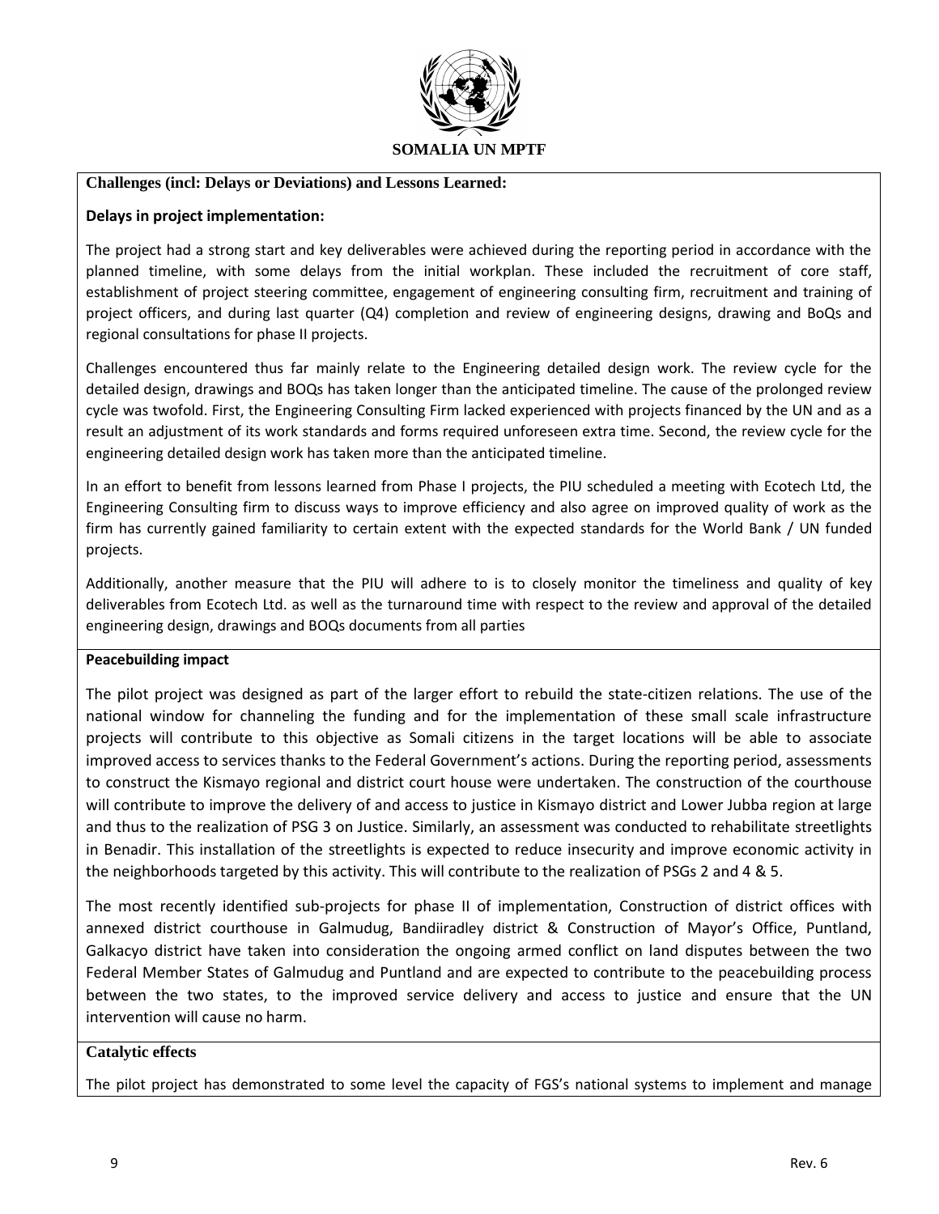**SOMALIA UN MPTF**

**Challenges (incl: Delays or Deviations) and Lessons Learned:**

**Delays in project implementation:**

The project had a strong start and key deliverables were achieved during the reporting period in accordance with the planned timeline, with some delays from the initial workplan. These included the recruitment of core staff, establishment of project steering committee, engagement of engineering consulting firm, recruitment and training of project officers, and during last quarter (Q4) completion and review of engineering designs, drawing and BoQs and regional consultations for phase II projects.

Challenges encountered thus far mainly relate to the Engineering detailed design work. The review cycle for the detailed design, drawings and BOQs has taken longer than the anticipated timeline. The cause of the prolonged review cycle was twofold. First, the Engineering Consulting Firm lacked experienced with projects financed by the UN and as a result an adjustment of its work standards and forms required unforeseen extra time. Second, the review cycle for the engineering detailed design work has taken more than the anticipated timeline.

In an effort to benefit from lessons learned from Phase I projects, the PIU scheduled a meeting with Ecotech Ltd, the Engineering Consulting firm to discuss ways to improve efficiency and also agree on improved quality of work as the firm has currently gained familiarity to certain extent with the expected standards for the World Bank / UN funded projects.

Additionally, another measure that the PIU will adhere to is to closely monitor the timeliness and quality of key deliverables from Ecotech Ltd. as well as the turnaround time with respect to the review and approval of the detailed engineering design, drawings and BOQs documents from all parties

**Peacebuilding impact**

The pilot project was designed as part of the larger effort to rebuild the state-citizen relations. The use of the national window for channeling the funding and for the implementation of these small scale infrastructure projects will contribute to this objective as Somali citizens in the target locations will be able to associate improved access to services thanks to the Federal Government's actions. During the reporting period, assessments to construct the Kismayo regional and district court house were undertaken. The construction of the courthouse will contribute to improve the delivery of and access to justice in Kismayo district and Lower Jubba region at large and thus to the realization of PSG 3 on Justice. Similarly, an assessment was conducted to rehabilitate streetlights in Benadir. This installation of the streetlights is expected to reduce insecurity and improve economic activity in the neighborhoods targeted by this activity. This will contribute to the realization of PSGs 2 and 4 & 5.

The most recently identified sub-projects for phase II of implementation, Construction of district offices with annexed district courthouse in Galmudug, Bandiiradley district & Construction of Mayor's Office, Puntland, Galkacyo district have taken into consideration the ongoing armed conflict on land disputes between the two Federal Member States of Galmudug and Puntland and are expected to contribute to the peacebuilding process between the two states, to the improved service delivery and access to justice and ensure that the UN intervention will cause no harm.

**Catalytic effects**

The pilot project has demonstrated to some level the capacity of FGS's national systems to implement and manage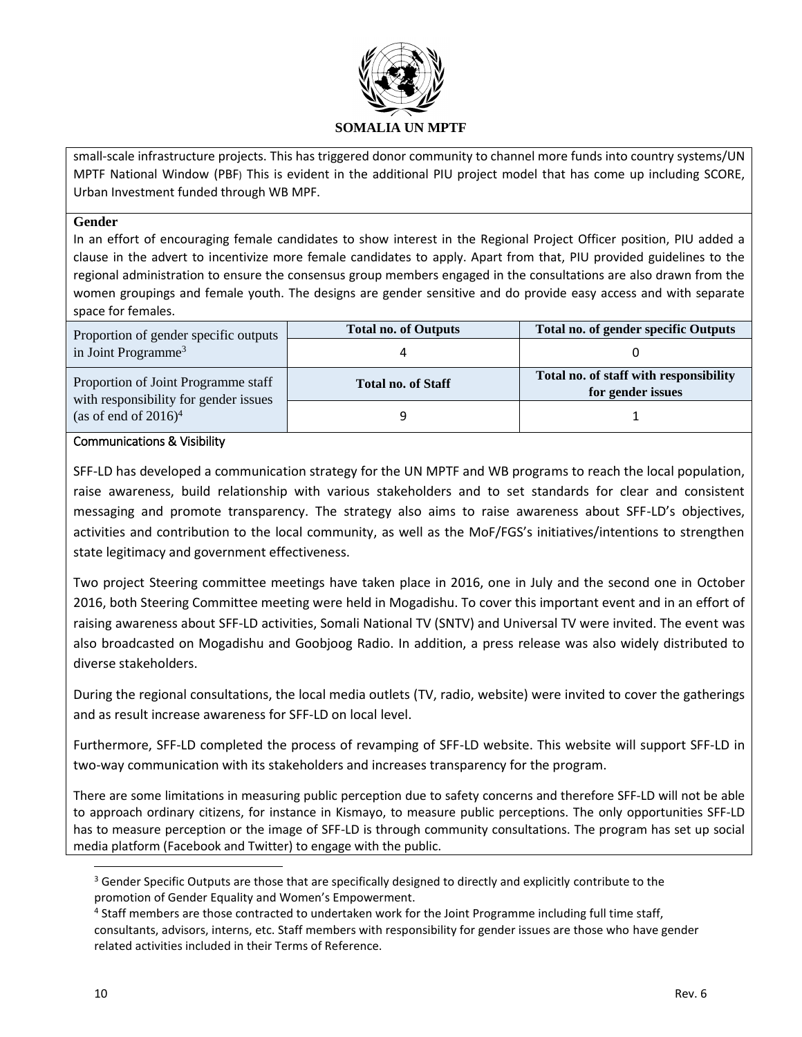small-scale infrastructure projects. This has triggered donor community to channel more funds into country systems/UN MPTF National Window (PBF) This is evident in the additional PIU project model that has come up including SCORE, Urban Investment funded through WB MPF.

**Gender**

In an effort of encouraging female candidates to show interest in the Regional Project Officer position, PIU added a clause in the advert to incentivize more female candidates to apply. Apart from that, PIU provided guidelines to the regional administration to ensure the consensus group members engaged in the consultations are also drawn from the women groupings and female youth. The designs are gender sensitive and do provide easy access and with separate space for females.

| | **Total no. of Outputs** | **Total no. of gender specific Outputs** |
|---|---|---|
| Proportion of gender specific outputs in Joint Programme[3] | 4 | 0 |
| | **Total no. of Staff** | **Total no. of staff with responsibility for gender issues** |
| Proportion of Joint Programme staff with responsibility for gender issues (as of end of 2016)[4] | 9 | 1 |

**Communications & Visibility**

SFF-LD has developed a communication strategy for the UN MPTF and WB programs to reach the local population, raise awareness, build relationship with various stakeholders and to set standards for clear and consistent messaging and promote transparency. The strategy also aims to raise awareness about SFF-LD's objectives, activities and contribution to the local community, as well as the MoF/FGS's initiatives/intentions to strengthen state legitimacy and government effectiveness.

Two project Steering committee meetings have taken place in 2016, one in July and the second one in October 2016, both Steering Committee meeting were held in Mogadishu. To cover this important event and in an effort of raising awareness about SFF-LD activities, Somali National TV (SNTV) and Universal TV were invited. The event was also broadcasted on Mogadishu and Goobjoog Radio. In addition, a press release was also widely distributed to diverse stakeholders.

During the regional consultations, the local media outlets (TV, radio, website) were invited to cover the gatherings and as result increase awareness for SFF-LD on local level.

Furthermore, SFF-LD completed the process of revamping of SFF-LD website. This website will support SFF-LD in two-way communication with its stakeholders and increases transparency for the program.

There are some limitations in measuring public perception due to safety concerns and therefore SFF-LD will not be able to approach ordinary citizens, for instance in Kismayo, to measure public perceptions. The only opportunities SFF-LD has to measure perception or the image of SFF-LD is through community consultations. The program has set up social media platform (Facebook and Twitter) to engage with the public.

---

[3] Gender Specific Outputs are those that are specifically designed to directly and explicitly contribute to the promotion of Gender Equality and Women's Empowerment.

[4] Staff members are those contracted to undertaken work for the Joint Programme including full time staff, consultants, advisors, interns, etc. Staff members with responsibility for gender issues are those who have gender related activities included in their Terms of Reference.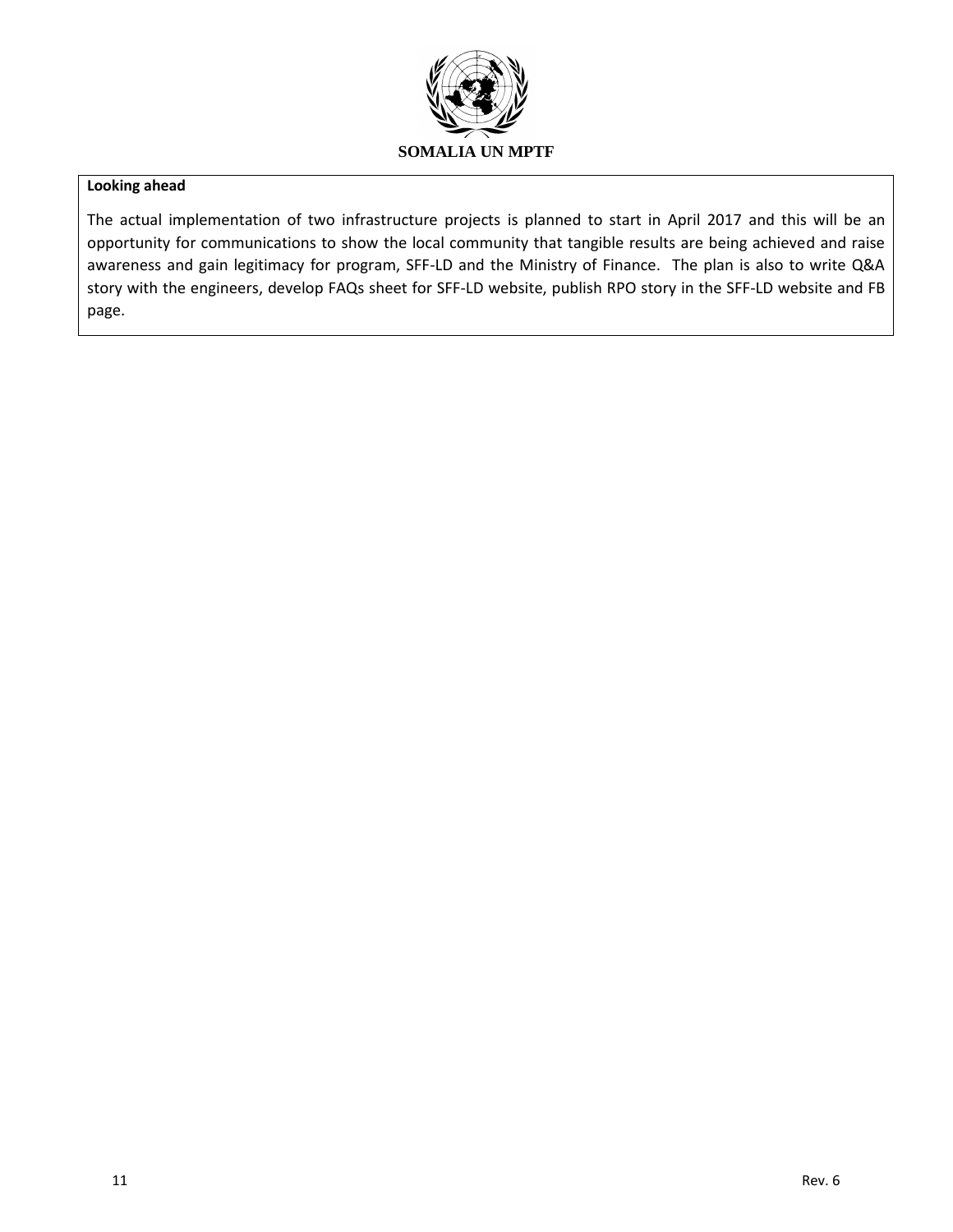**Looking ahead**

The actual implementation of two infrastructure projects is planned to start in April 2017 and this will be an opportunity for communications to show the local community that tangible results are being achieved and raise awareness and gain legitimacy for program, SFF-LD and the Ministry of Finance. The plan is also to write Q&A story with the engineers, develop FAQs sheet for SFF-LD website, publish RPO story in the SFF-LD website and FB page.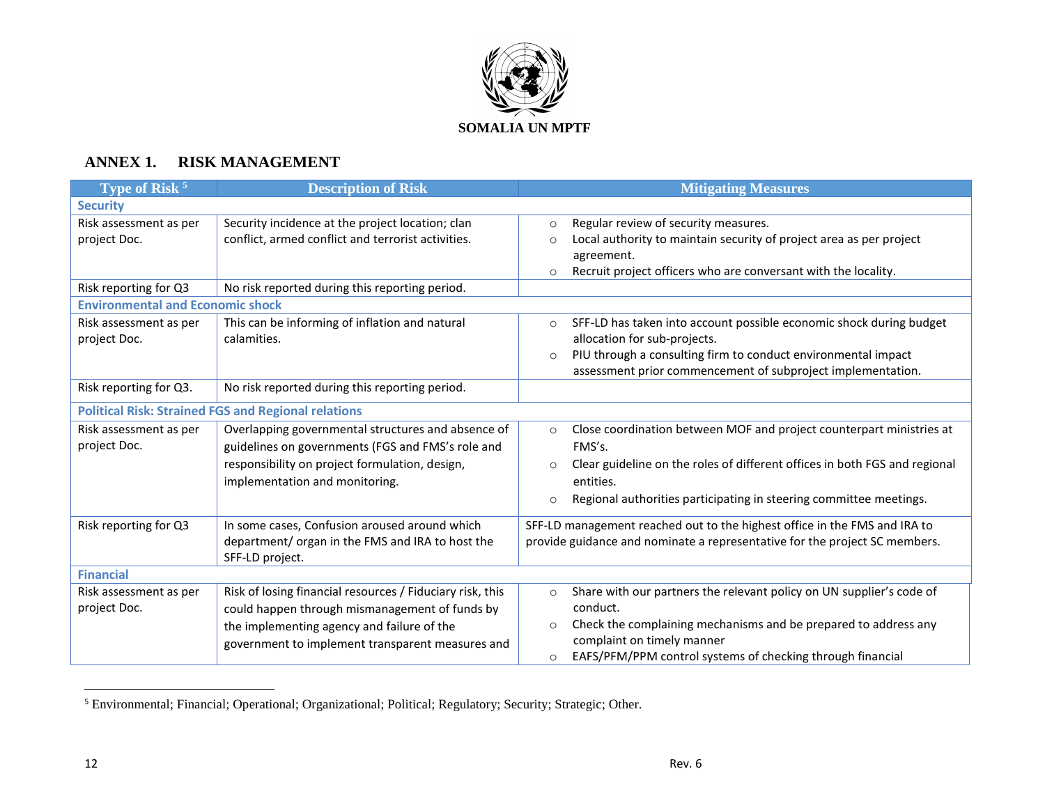SOMALIA UN MPTF

## ANNEX 1. RISK MANAGEMENT

| Type of Risk [5] | Description of Risk | Mitigating Measures |
|---|---|---|
| **Security** | | |
| Risk assessment as per project Doc. | Security incidence at the project location; clan conflict, armed conflict and terrorist activities. | ○ Regular review of security measures.<br>○ Local authority to maintain security of project area as per project agreement.<br>○ Recruit project officers who are conversant with the locality. |
| Risk reporting for Q3 | No risk reported during this reporting period. | |
| **Environmental and Economic shock** | | |
| Risk assessment as per project Doc. | This can be informing of inflation and natural calamities. | ○ SFF-LD has taken into account possible economic shock during budget allocation for sub-projects.<br>○ PIU through a consulting firm to conduct environmental impact assessment prior commencement of subproject implementation. |
| Risk reporting for Q3. | No risk reported during this reporting period. | |
| **Political Risk: Strained FGS and Regional relations** | | |
| Risk assessment as per project Doc. | Overlapping governmental structures and absence of guidelines on governments (FGS and FMS's role and responsibility on project formulation, design, implementation and monitoring. | ○ Close coordination between MOF and project counterpart ministries at FMS's.<br>○ Clear guideline on the roles of different offices in both FGS and regional entities.<br>○ Regional authorities participating in steering committee meetings. |
| Risk reporting for Q3 | In some cases, Confusion aroused around which department/ organ in the FMS and IRA to host the SFF-LD project. | SFF-LD management reached out to the highest office in the FMS and IRA to provide guidance and nominate a representative for the project SC members. |
| **Financial** | | |
| Risk assessment as per project Doc. | Risk of losing financial resources / Fiduciary risk, this could happen through mismanagement of funds by the implementing agency and failure of the government to implement transparent measures and | ○ Share with our partners the relevant policy on UN supplier's code of conduct.<br>○ Check the complaining mechanisms and be prepared to address any complaint on timely manner<br>○ EAFS/PFM/PPM control systems of checking through financial |

[5] Environmental; Financial; Operational; Organizational; Political; Regulatory; Security; Strategic; Other.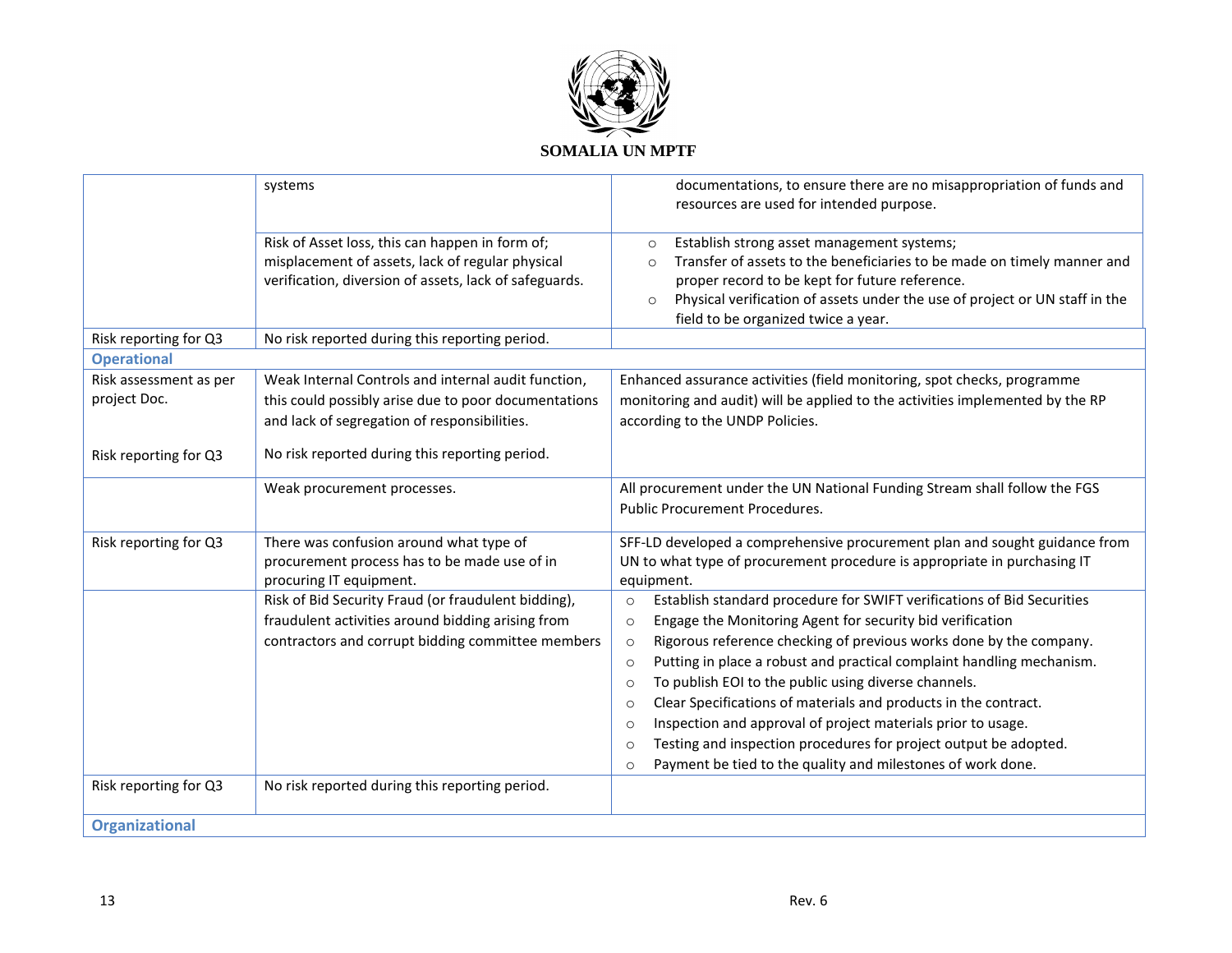| | | |
|---|---|---|
| | systems | documentations, to ensure there are no misappropriation of funds and resources are used for intended purpose. |
| | Risk of Asset loss, this can happen in form of; misplacement of assets, lack of regular physical verification, diversion of assets, lack of safeguards. | ○ Establish strong asset management systems;<br>○ Transfer of assets to the beneficiaries to be made on timely manner and proper record to be kept for future reference.<br>○ Physical verification of assets under the use of project or UN staff in the field to be organized twice a year. |
| Risk reporting for Q3 | No risk reported during this reporting period. | |
| **Operational** | | |
| Risk assessment as per project Doc.<br><br>Risk reporting for Q3 | Weak Internal Controls and internal audit function, this could possibly arise due to poor documentations and lack of segregation of responsibilities.<br><br>No risk reported during this reporting period. | Enhanced assurance activities (field monitoring, spot checks, programme monitoring and audit) will be applied to the activities implemented by the RP according to the UNDP Policies. |
| | Weak procurement processes. | All procurement under the UN National Funding Stream shall follow the FGS Public Procurement Procedures. |
| Risk reporting for Q3 | There was confusion around what type of procurement process has to be made use of in procuring IT equipment. | SFF-LD developed a comprehensive procurement plan and sought guidance from UN to what type of procurement procedure is appropriate in purchasing IT equipment. |
| | Risk of Bid Security Fraud (or fraudulent bidding), fraudulent activities around bidding arising from contractors and corrupt bidding committee members | ○ Establish standard procedure for SWIFT verifications of Bid Securities<br>○ Engage the Monitoring Agent for security bid verification<br>○ Rigorous reference checking of previous works done by the company.<br>○ Putting in place a robust and practical complaint handling mechanism.<br>○ To publish EOI to the public using diverse channels.<br>○ Clear Specifications of materials and products in the contract.<br>○ Inspection and approval of project materials prior to usage.<br>○ Testing and inspection procedures for project output be adopted.<br>○ Payment be tied to the quality and milestones of work done. |
| Risk reporting for Q3 | No risk reported during this reporting period. | |
| **Organizational** | | |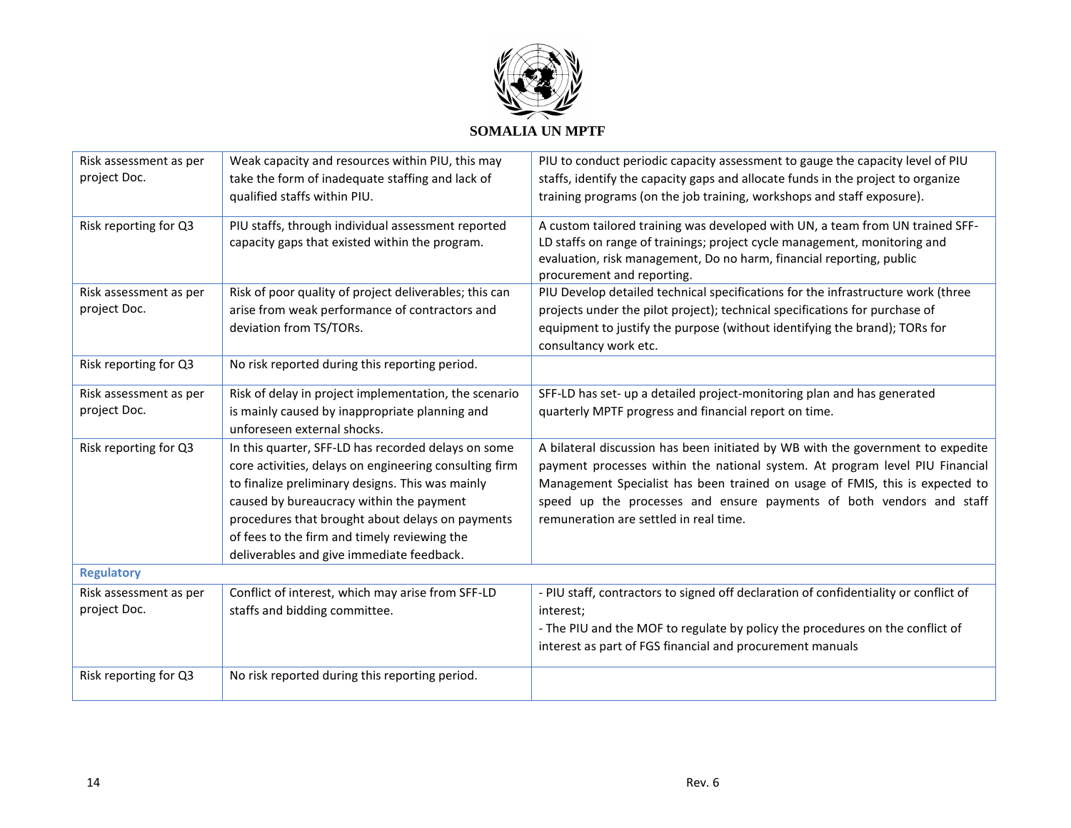| | | |
|---|---|---|
| Risk assessment as per project Doc. | Weak capacity and resources within PIU, this may take the form of inadequate staffing and lack of qualified staffs within PIU. | PIU to conduct periodic capacity assessment to gauge the capacity level of PIU staffs, identify the capacity gaps and allocate funds in the project to organize training programs (on the job training, workshops and staff exposure). |
| Risk reporting for Q3 | PIU staffs, through individual assessment reported capacity gaps that existed within the program. | A custom tailored training was developed with UN, a team from UN trained SFF-LD staffs on range of trainings; project cycle management, monitoring and evaluation, risk management, Do no harm, financial reporting, public procurement and reporting. |
| Risk assessment as per project Doc. | Risk of poor quality of project deliverables; this can arise from weak performance of contractors and deviation from TS/TORs. | PIU Develop detailed technical specifications for the infrastructure work (three projects under the pilot project); technical specifications for purchase of equipment to justify the purpose (without identifying the brand); TORs for consultancy work etc. |
| Risk reporting for Q3 | No risk reported during this reporting period. | |
| Risk assessment as per project Doc. | Risk of delay in project implementation, the scenario is mainly caused by inappropriate planning and unforeseen external shocks. | SFF-LD has set- up a detailed project-monitoring plan and has generated quarterly MPTF progress and financial report on time. |
| Risk reporting for Q3 | In this quarter, SFF-LD has recorded delays on some core activities, delays on engineering consulting firm to finalize preliminary designs. This was mainly caused by bureaucracy within the payment procedures that brought about delays on payments of fees to the firm and timely reviewing the deliverables and give immediate feedback. | A bilateral discussion has been initiated by WB with the government to expedite payment processes within the national system. At program level PIU Financial Management Specialist has been trained on usage of FMIS, this is expected to speed up the processes and ensure payments of both vendors and staff remuneration are settled in real time. |
| **Regulatory** | | |
| Risk assessment as per project Doc. | Conflict of interest, which may arise from SFF-LD staffs and bidding committee. | - PIU staff, contractors to signed off declaration of confidentiality or conflict of interest;<br>- The PIU and the MOF to regulate by policy the procedures on the conflict of interest as part of FGS financial and procurement manuals |
| Risk reporting for Q3 | No risk reported during this reporting period. | |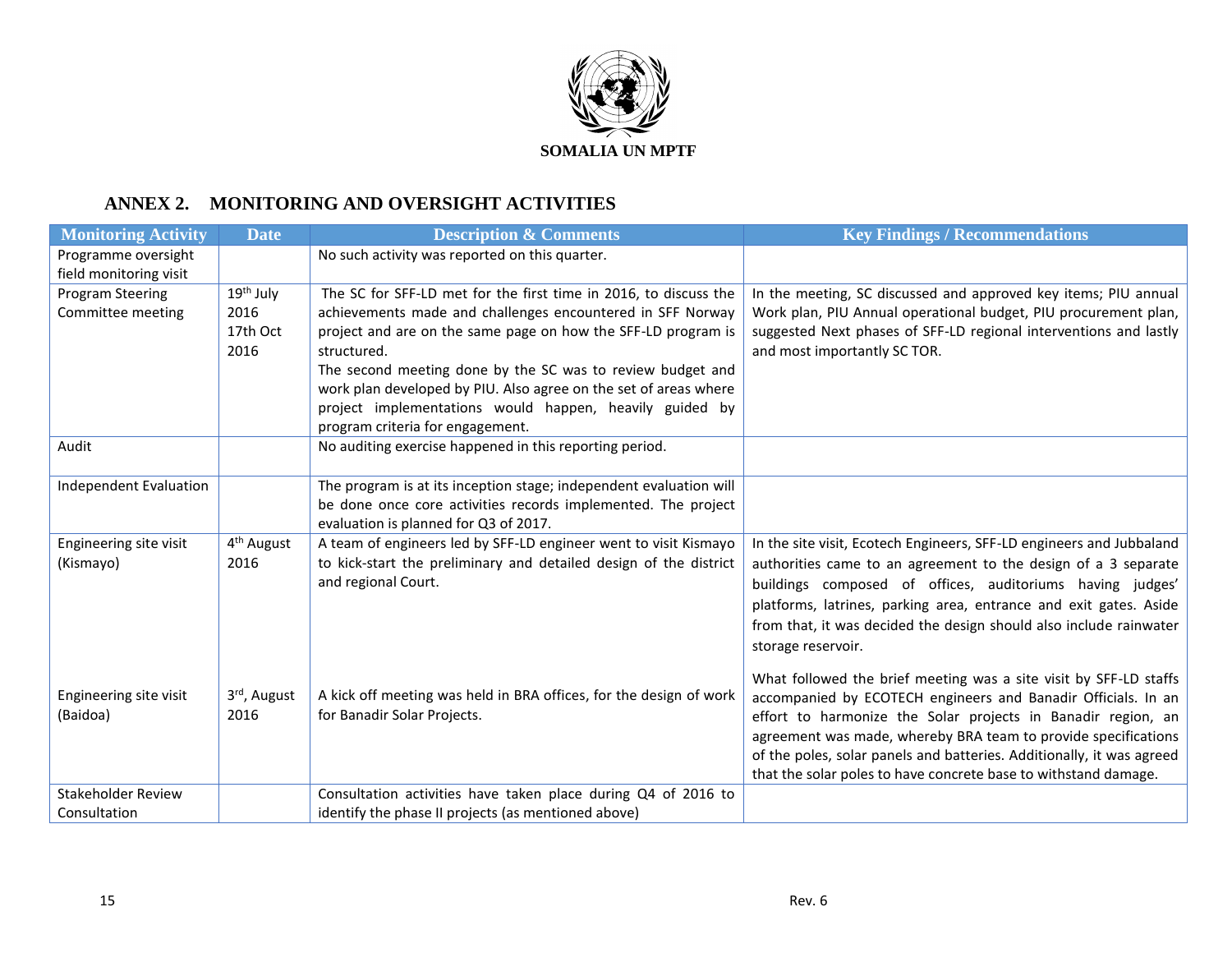SOMALIA UN MPTF

## ANNEX 2. MONITORING AND OVERSIGHT ACTIVITIES

| Monitoring Activity | Date | Description & Comments | Key Findings / Recommendations |
|---|---|---|---|
| Programme oversight field monitoring visit | | No such activity was reported on this quarter. | |
| Program Steering Committee meeting | 19th July 2016<br>17th Oct 2016 | The SC for SFF-LD met for the first time in 2016, to discuss the achievements made and challenges encountered in SFF Norway project and are on the same page on how the SFF-LD program is structured.<br>The second meeting done by the SC was to review budget and work plan developed by PIU. Also agree on the set of areas where project implementations would happen, heavily guided by program criteria for engagement. | In the meeting, SC discussed and approved key items; PIU annual Work plan, PIU Annual operational budget, PIU procurement plan, suggested Next phases of SFF-LD regional interventions and lastly and most importantly SC TOR. |
| Audit | | No auditing exercise happened in this reporting period. | |
| Independent Evaluation | | The program is at its inception stage; independent evaluation will be done once core activities records implemented. The project evaluation is planned for Q3 of 2017. | |
| Engineering site visit (Kismayo) | 4th August 2016 | A team of engineers led by SFF-LD engineer went to visit Kismayo to kick-start the preliminary and detailed design of the district and regional Court. | In the site visit, Ecotech Engineers, SFF-LD engineers and Jubbaland authorities came to an agreement to the design of a 3 separate buildings composed of offices, auditoriums having judges' platforms, latrines, parking area, entrance and exit gates. Aside from that, it was decided the design should also include rainwater storage reservoir. |
| Engineering site visit (Baidoa) | 3rd, August 2016 | A kick off meeting was held in BRA offices, for the design of work for Banadir Solar Projects. | What followed the brief meeting was a site visit by SFF-LD staffs accompanied by ECOTECH engineers and Banadir Officials. In an effort to harmonize the Solar projects in Banadir region, an agreement was made, whereby BRA team to provide specifications of the poles, solar panels and batteries. Additionally, it was agreed that the solar poles to have concrete base to withstand damage. |
| Stakeholder Review Consultation | | Consultation activities have taken place during Q4 of 2016 to identify the phase II projects (as mentioned above) | |

Rev. 6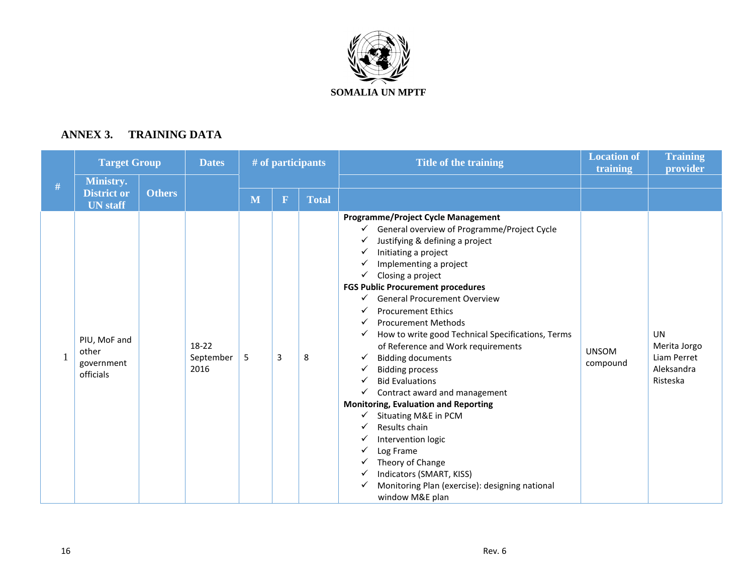SOMALIA UN MPTF

## ANNEX 3. TRAINING DATA

| # | Target Group | | Dates | # of participants | | | Title of the training | Location of training | Training provider |
|---|---|---|---|---|---|---|---|---|---|
| | Ministry. District or UN staff | Others | | M | F | Total | | | |
| 1 | PIU, MoF and other government officials | | 18-22 September 2016 | 5 | 3 | 8 | **Programme/Project Cycle Management**<br>✓ General overview of Programme/Project Cycle<br>✓ Justifying & defining a project<br>✓ Initiating a project<br>✓ Implementing a project<br>✓ Closing a project<br>**FGS Public Procurement procedures**<br>✓ General Procurement Overview<br>✓ Procurement Ethics<br>✓ Procurement Methods<br>✓ How to write good Technical Specifications, Terms of Reference and Work requirements<br>✓ Bidding documents<br>✓ Bidding process<br>✓ Bid Evaluations<br>✓ Contract award and management<br>**Monitoring, Evaluation and Reporting**<br>✓ Situating M&E in PCM<br>✓ Results chain<br>✓ Intervention logic<br>✓ Log Frame<br>✓ Theory of Change<br>✓ Indicators (SMART, KISS)<br>✓ Monitoring Plan (exercise): designing national window M&E plan | UNSOM compound | UN<br>Merita Jorgo<br>Liam Perret<br>Aleksandra Risteska |

Rev. 6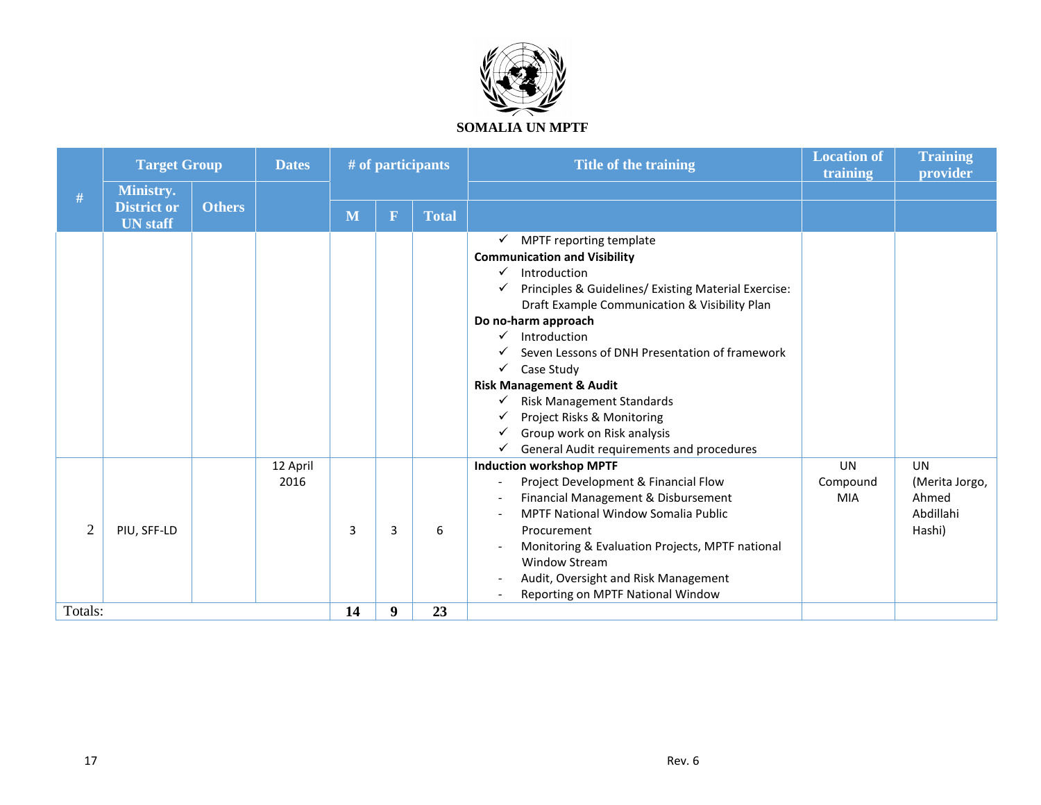**SOMALIA UN MPTF**

| # | Target Group | | Dates | # of participants | | | Title of the training | Location of training | Training provider |
|---|---|---|---|---|---|---|---|---|---|
| | Ministry. District or UN staff | Others | | M | F | Total | | | |
| | | | | | | | ✓ MPTF reporting template<br>**Communication and Visibility**<br>✓ Introduction<br>✓ Principles & Guidelines/ Existing Material Exercise: Draft Example Communication & Visibility Plan<br>**Do no-harm approach**<br>✓ Introduction<br>✓ Seven Lessons of DNH Presentation of framework<br>✓ Case Study<br>**Risk Management & Audit**<br>✓ Risk Management Standards<br>✓ Project Risks & Monitoring<br>✓ Group work on Risk analysis<br>✓ General Audit requirements and procedures | | |
| 2 | PIU, SFF-LD | | 12 April 2016 | 3 | 3 | 6 | **Induction workshop MPTF**<br>- Project Development & Financial Flow<br>- Financial Management & Disbursement<br>- MPTF National Window Somalia Public Procurement<br>- Monitoring & Evaluation Projects, MPTF national Window Stream<br>- Audit, Oversight and Risk Management<br>- Reporting on MPTF National Window | UN Compound MIA | UN (Merita Jorgo, Ahmed Abdillahi Hashi) |
| Totals: | | | | **14** | **9** | **23** | | | |

Rev. 6